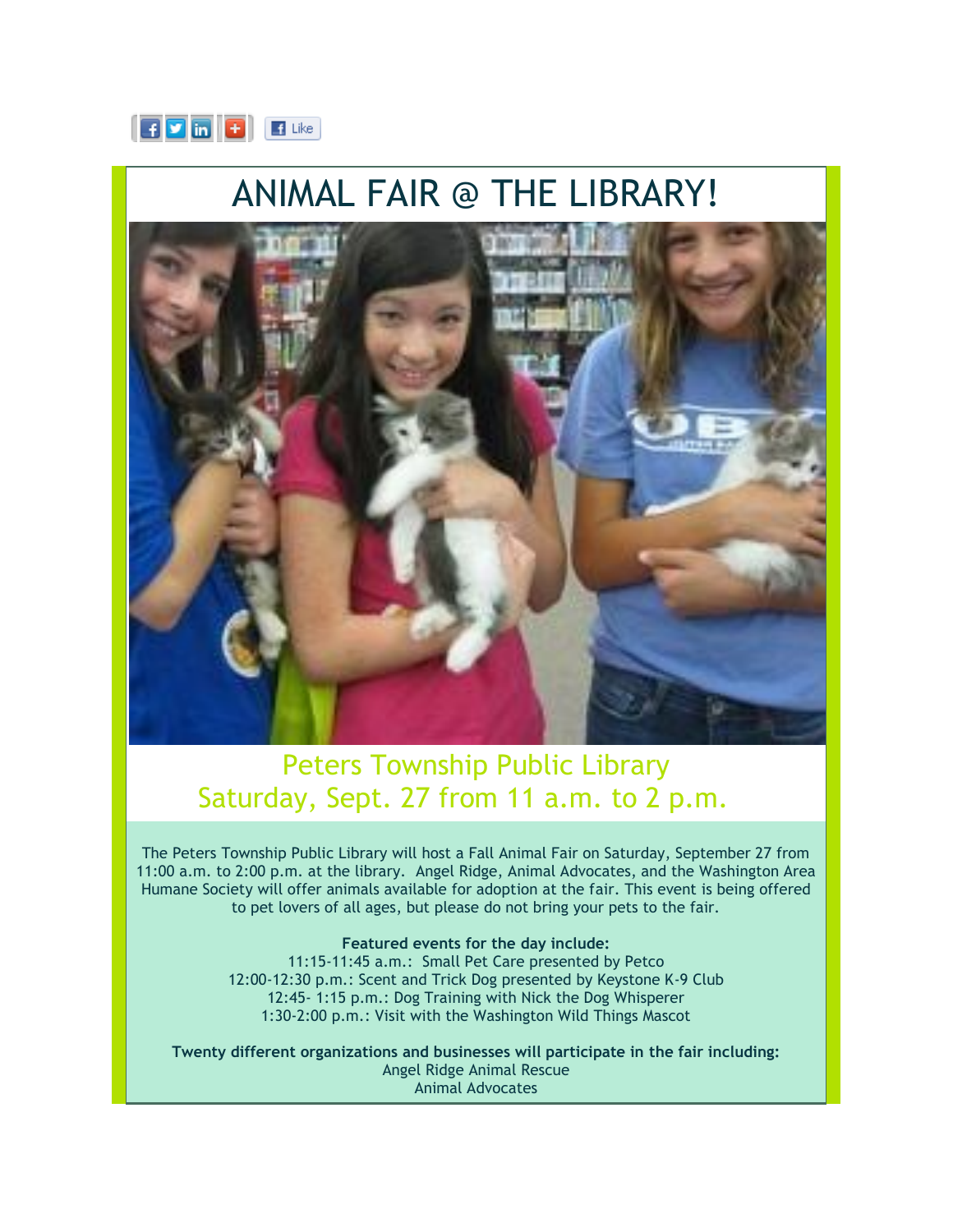# ANIMAL FAIR @ THE LIBRARY!

## Peters Township Public Library
## Saturday, Sept. 27 from 11 a.m. to 2 p.m.

The Peters Township Public Library will host a Fall Animal Fair on Saturday, September 27 from 11:00 a.m. to 2:00 p.m. at the library. Angel Ridge, Animal Advocates, and the Washington Area Humane Society will offer animals available for adoption at the fair. This event is being offered to pet lovers of all ages, but please do not bring your pets to the fair.

**Featured events for the day include:**
11:15-11:45 a.m.: Small Pet Care presented by Petco
12:00-12:30 p.m.: Scent and Trick Dog presented by Keystone K-9 Club
12:45- 1:15 p.m.: Dog Training with Nick the Dog Whisperer
1:30-2:00 p.m.: Visit with the Washington Wild Things Mascot

**Twenty different organizations and businesses will participate in the fair including:**
Angel Ridge Animal Rescue
Animal Advocates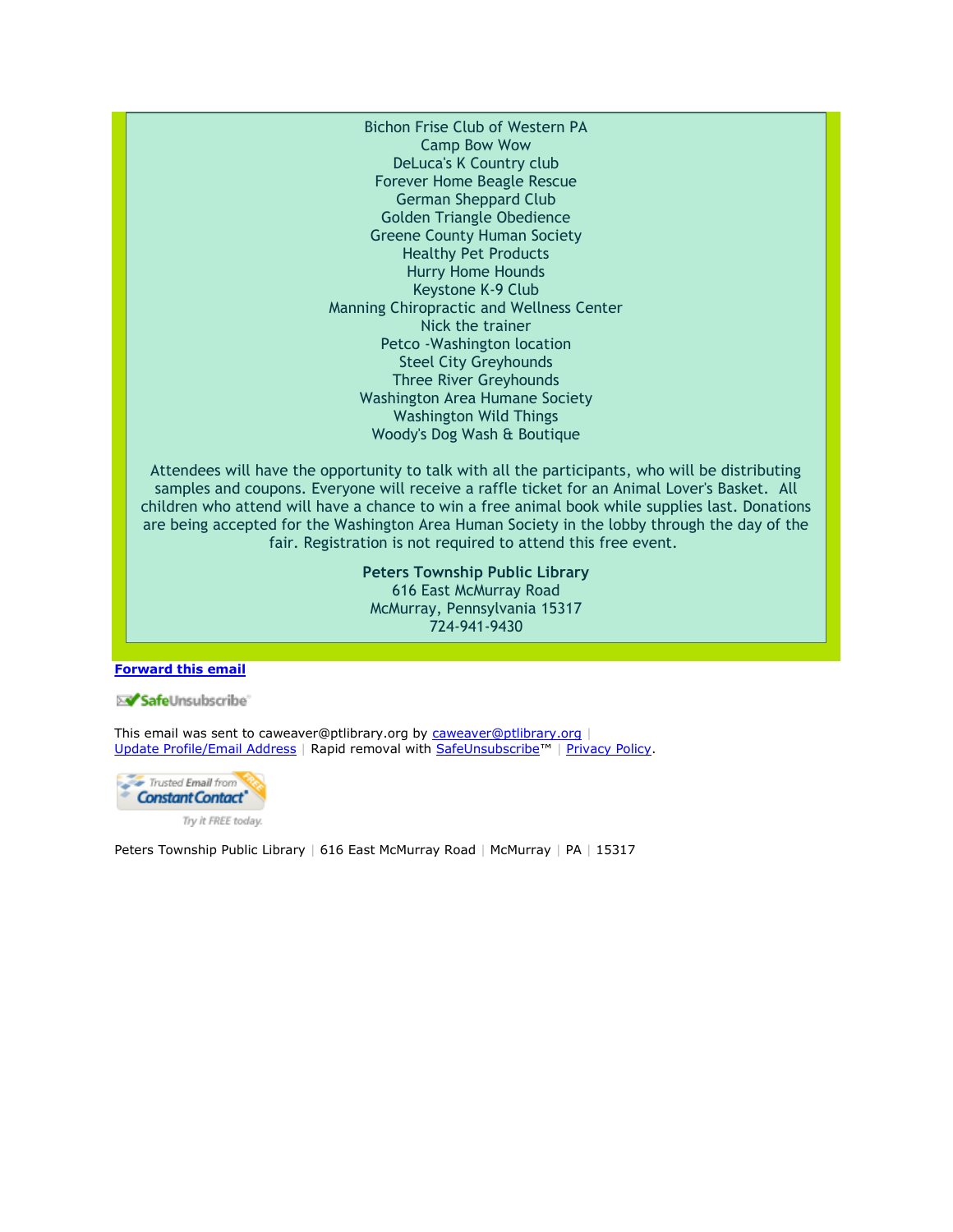Bichon Frise Club of Western PA
Camp Bow Wow
DeLuca's K Country club
Forever Home Beagle Rescue
German Sheppard Club
Golden Triangle Obedience
Greene County Human Society
Healthy Pet Products
Hurry Home Hounds
Keystone K-9 Club
Manning Chiropractic and Wellness Center
Nick the trainer
Petco -Washington location
Steel City Greyhounds
Three River Greyhounds
Washington Area Humane Society
Washington Wild Things
Woody's Dog Wash & Boutique

Attendees will have the opportunity to talk with all the participants, who will be distributing samples and coupons. Everyone will receive a raffle ticket for an Animal Lover's Basket. All children who attend will have a chance to win a free animal book while supplies last. Donations are being accepted for the Washington Area Human Society in the lobby through the day of the fair. Registration is not required to attend this free event.

**Peters Township Public Library**
616 East McMurray Road
McMurray, Pennsylvania 15317
724-941-9430

**Forward this email**

SafeUnsubscribe

This email was sent to caweaver@ptlibrary.org by caweaver@ptlibrary.org | Update Profile/Email Address | Rapid removal with SafeUnsubscribe™ | Privacy Policy.

Trusted Email from Constant Contact — Try it FREE today.

Peters Township Public Library | 616 East McMurray Road | McMurray | PA | 15317